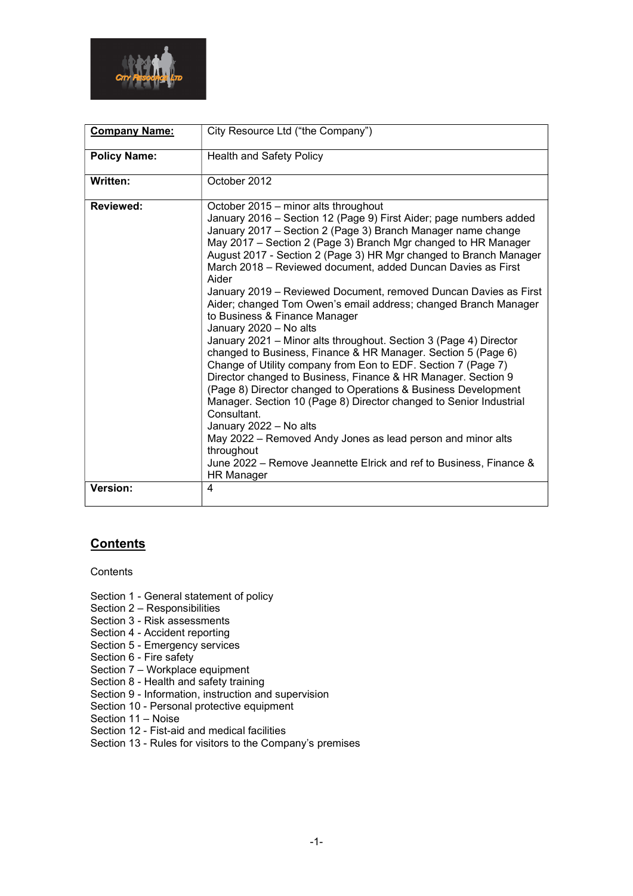| **Company Name:** | City Resource Ltd ("the Company") |
| --- | --- |
| **Policy Name:** | Health and Safety Policy |
| **Written:** | October 2012 |
| **Reviewed:** | October 2015 – minor alts throughout<br>January 2016 – Section 12 (Page 9) First Aider; page numbers added<br>January 2017 – Section 2 (Page 3) Branch Manager name change<br>May 2017 – Section 2 (Page 3) Branch Mgr changed to HR Manager<br>August 2017 - Section 2 (Page 3) HR Mgr changed to Branch Manager<br>March 2018 – Reviewed document, added Duncan Davies as First Aider<br>January 2019 – Reviewed Document, removed Duncan Davies as First Aider; changed Tom Owen's email address; changed Branch Manager to Business & Finance Manager<br>January 2020 – No alts<br>January 2021 – Minor alts throughout. Section 3 (Page 4) Director changed to Business, Finance & HR Manager. Section 5 (Page 6) Change of Utility company from Eon to EDF. Section 7 (Page 7) Director changed to Business, Finance & HR Manager. Section 9 (Page 8) Director changed to Operations & Business Development Manager. Section 10 (Page 8) Director changed to Senior Industrial Consultant.<br>January 2022 – No alts<br>May 2022 – Removed Andy Jones as lead person and minor alts throughout<br>June 2022 – Remove Jeannette Elrick and ref to Business, Finance & HR Manager |
| **Version:** | 4 |

## Contents

Contents

Section 1 - General statement of policy
Section 2 – Responsibilities
Section 3 - Risk assessments
Section 4 - Accident reporting
Section 5 - Emergency services
Section 6 - Fire safety
Section 7 – Workplace equipment
Section 8 - Health and safety training
Section 9 - Information, instruction and supervision
Section 10 - Personal protective equipment
Section 11 – Noise
Section 12 - Fist-aid and medical facilities
Section 13 - Rules for visitors to the Company's premises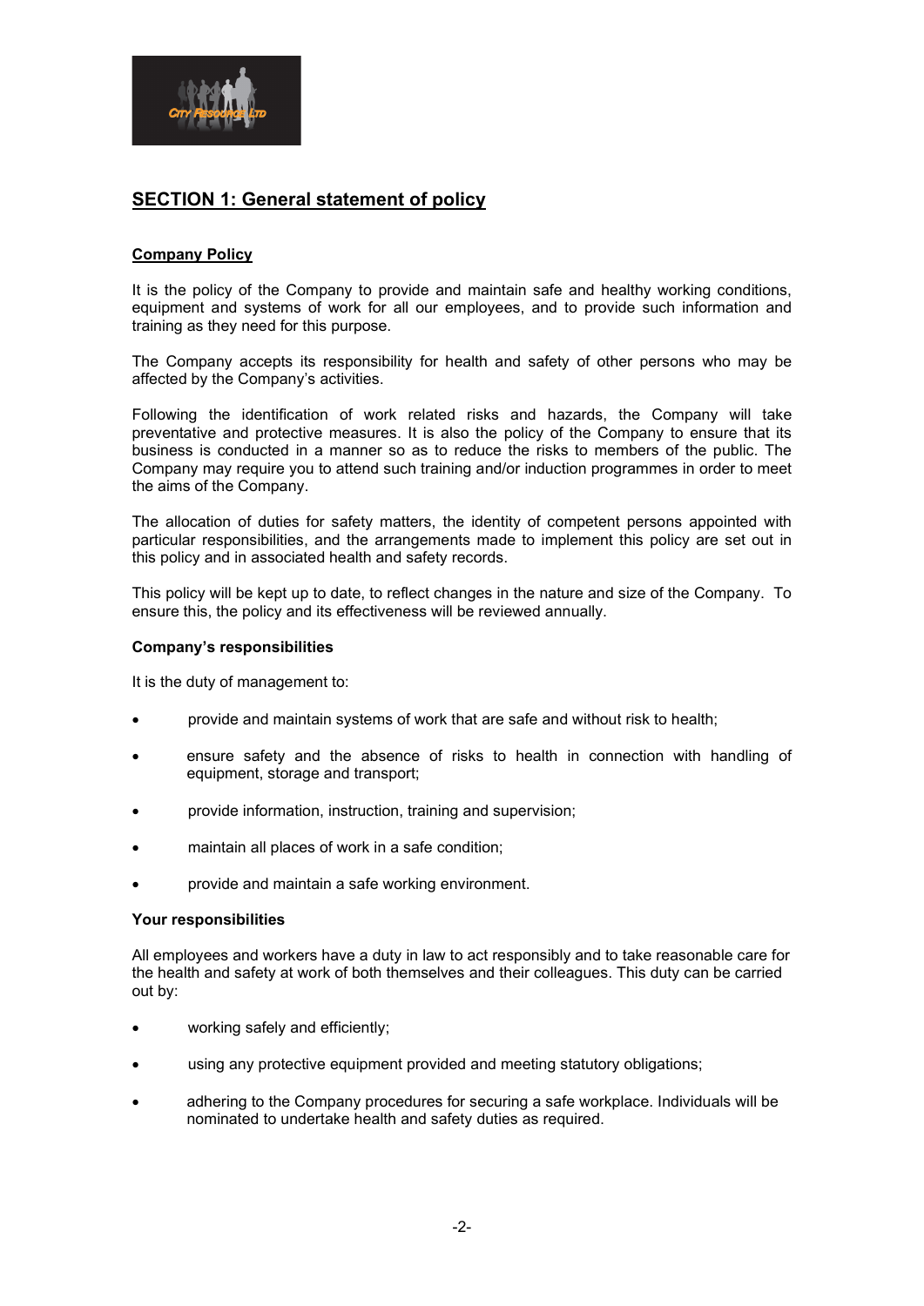## SECTION 1: General statement of policy

### Company Policy

It is the policy of the Company to provide and maintain safe and healthy working conditions, equipment and systems of work for all our employees, and to provide such information and training as they need for this purpose.

The Company accepts its responsibility for health and safety of other persons who may be affected by the Company's activities.

Following the identification of work related risks and hazards, the Company will take preventative and protective measures. It is also the policy of the Company to ensure that its business is conducted in a manner so as to reduce the risks to members of the public. The Company may require you to attend such training and/or induction programmes in order to meet the aims of the Company.

The allocation of duties for safety matters, the identity of competent persons appointed with particular responsibilities, and the arrangements made to implement this policy are set out in this policy and in associated health and safety records.

This policy will be kept up to date, to reflect changes in the nature and size of the Company. To ensure this, the policy and its effectiveness will be reviewed annually.

**Company's responsibilities**

It is the duty of management to:

- provide and maintain systems of work that are safe and without risk to health;
- ensure safety and the absence of risks to health in connection with handling of equipment, storage and transport;
- provide information, instruction, training and supervision;
- maintain all places of work in a safe condition;
- provide and maintain a safe working environment.

**Your responsibilities**

All employees and workers have a duty in law to act responsibly and to take reasonable care for the health and safety at work of both themselves and their colleagues. This duty can be carried out by:

- working safely and efficiently;
- using any protective equipment provided and meeting statutory obligations;
- adhering to the Company procedures for securing a safe workplace. Individuals will be nominated to undertake health and safety duties as required.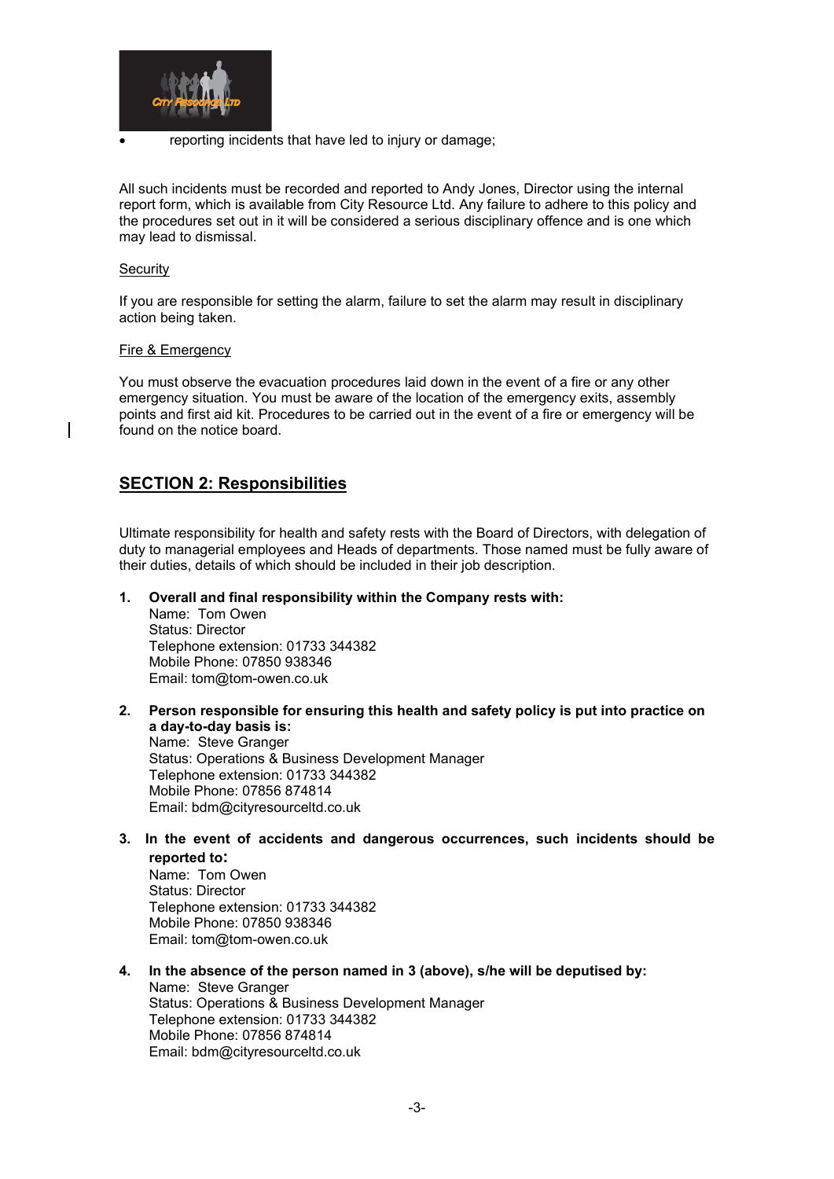- reporting incidents that have led to injury or damage;

All such incidents must be recorded and reported to Andy Jones, Director using the internal report form, which is available from City Resource Ltd. Any failure to adhere to this policy and the procedures set out in it will be considered a serious disciplinary offence and is one which may lead to dismissal.

Security

If you are responsible for setting the alarm, failure to set the alarm may result in disciplinary action being taken.

Fire & Emergency

You must observe the evacuation procedures laid down in the event of a fire or any other emergency situation. You must be aware of the location of the emergency exits, assembly points and first aid kit. Procedures to be carried out in the event of a fire or emergency will be found on the notice board.

## SECTION 2: Responsibilities

Ultimate responsibility for health and safety rests with the Board of Directors, with delegation of duty to managerial employees and Heads of departments. Those named must be fully aware of their duties, details of which should be included in their job description.

1. **Overall and final responsibility within the Company rests with:**
   Name: Tom Owen
   Status: Director
   Telephone extension: 01733 344382
   Mobile Phone: 07850 938346
   Email: tom@tom-owen.co.uk

2. **Person responsible for ensuring this health and safety policy is put into practice on a day-to-day basis is:**
   Name: Steve Granger
   Status: Operations & Business Development Manager
   Telephone extension: 01733 344382
   Mobile Phone: 07856 874814
   Email: bdm@cityresourceltd.co.uk

3. **In the event of accidents and dangerous occurrences, such incidents should be reported to:**
   Name: Tom Owen
   Status: Director
   Telephone extension: 01733 344382
   Mobile Phone: 07850 938346
   Email: tom@tom-owen.co.uk

4. **In the absence of the person named in 3 (above), s/he will be deputised by:**
   Name: Steve Granger
   Status: Operations & Business Development Manager
   Telephone extension: 01733 344382
   Mobile Phone: 07856 874814
   Email: bdm@cityresourceltd.co.uk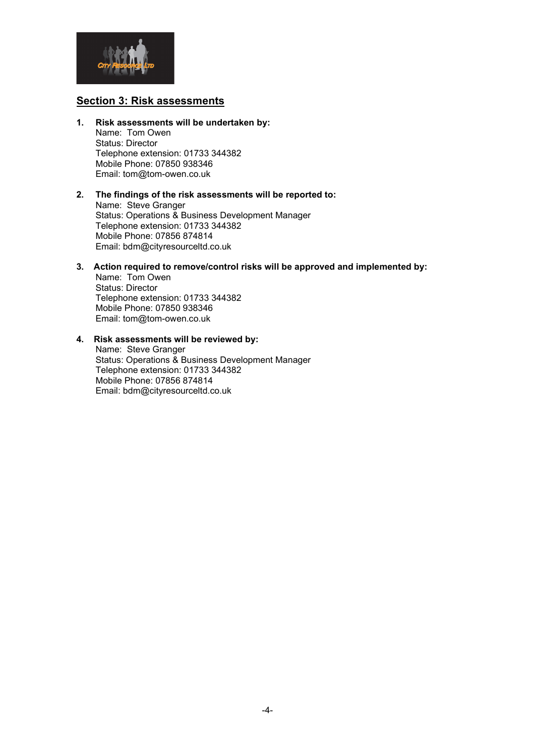## Section 3: Risk assessments

1. **Risk assessments will be undertaken by:**
   Name: Tom Owen
   Status: Director
   Telephone extension: 01733 344382
   Mobile Phone: 07850 938346
   Email: tom@tom-owen.co.uk

2. **The findings of the risk assessments will be reported to:**
   Name: Steve Granger
   Status: Operations & Business Development Manager
   Telephone extension: 01733 344382
   Mobile Phone: 07856 874814
   Email: bdm@cityresourceltd.co.uk

3. **Action required to remove/control risks will be approved and implemented by:**
   Name: Tom Owen
   Status: Director
   Telephone extension: 01733 344382
   Mobile Phone: 07850 938346
   Email: tom@tom-owen.co.uk

4. **Risk assessments will be reviewed by:**
   Name: Steve Granger
   Status: Operations & Business Development Manager
   Telephone extension: 01733 344382
   Mobile Phone: 07856 874814
   Email: bdm@cityresourceltd.co.uk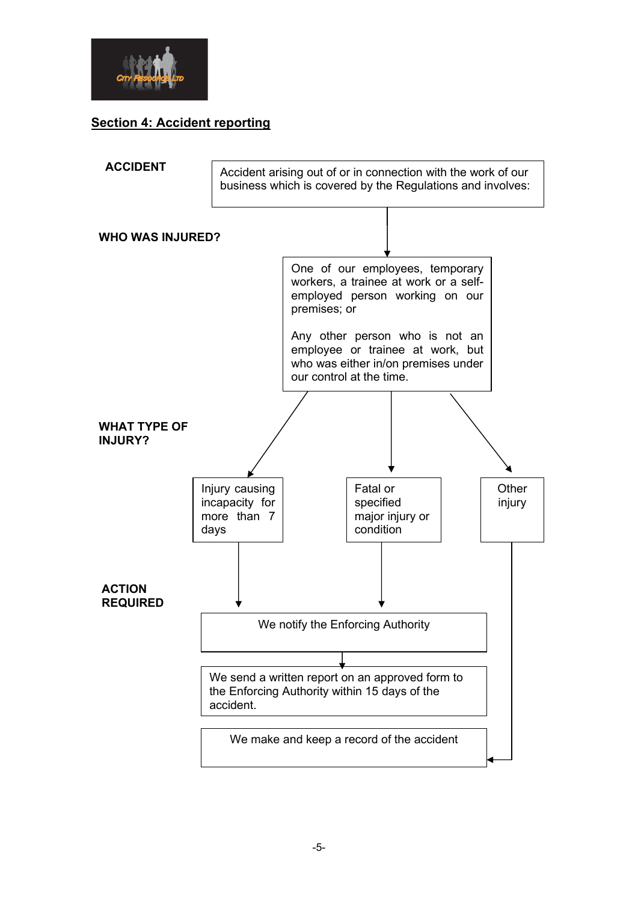## Section 4: Accident reporting

**ACCIDENT**

Accident arising out of or in connection with the work of our business which is covered by the Regulations and involves:

**WHO WAS INJURED?**

One of our employees, temporary workers, a trainee at work or a self-employed person working on our premises; or

Any other person who is not an employee or trainee at work, but who was either in/on premises under our control at the time.

**WHAT TYPE OF INJURY?**

- Injury causing incapacity for more than 7 days
- Fatal or specified major injury or condition
- Other injury

**ACTION REQUIRED**

- Injury causing incapacity for more than 7 days / Fatal or specified major injury or condition:
  - We notify the Enforcing Authority
  - We send a written report on an approved form to the Enforcing Authority within 15 days of the accident.
  - We make and keep a record of the accident
- Other injury:
  - We make and keep a record of the accident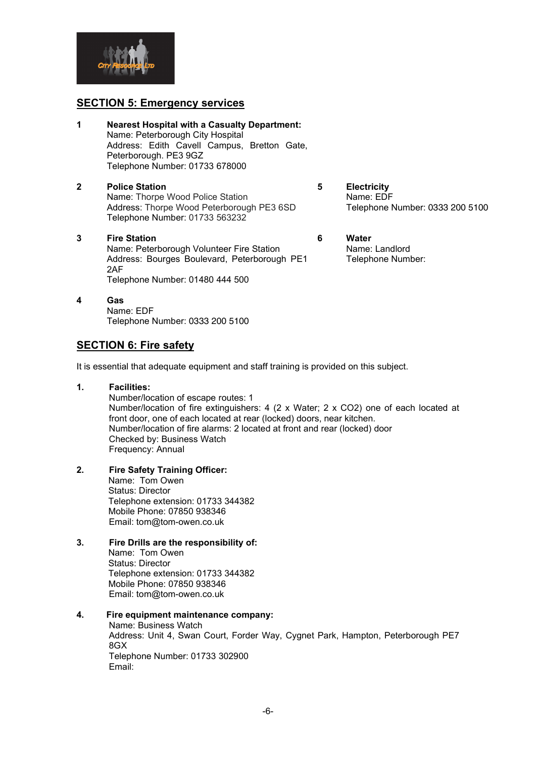## SECTION 5: Emergency services

**1 Nearest Hospital with a Casualty Department:**
Name: Peterborough City Hospital
Address: Edith Cavell Campus, Bretton Gate, Peterborough. PE3 9GZ
Telephone Number: 01733 678000

**2 Police Station**
Name: Thorpe Wood Police Station
Address: Thorpe Wood Peterborough PE3 6SD
Telephone Number: 01733 563232

**3 Fire Station**
Name: Peterborough Volunteer Fire Station
Address: Bourges Boulevard, Peterborough PE1 2AF
Telephone Number: 01480 444 500

**4 Gas**
Name: EDF
Telephone Number: 0333 200 5100

**5 Electricity**
Name: EDF
Telephone Number: 0333 200 5100

**6 Water**
Name: Landlord
Telephone Number:

## SECTION 6: Fire safety

It is essential that adequate equipment and staff training is provided on this subject.

**1. Facilities:**
Number/location of escape routes: 1
Number/location of fire extinguishers: 4 (2 x Water; 2 x CO2) one of each located at front door, one of each located at rear (locked) doors, near kitchen.
Number/location of fire alarms: 2 located at front and rear (locked) door
Checked by: Business Watch
Frequency: Annual

**2. Fire Safety Training Officer:**
Name: Tom Owen
Status: Director
Telephone extension: 01733 344382
Mobile Phone: 07850 938346
Email: tom@tom-owen.co.uk

**3. Fire Drills are the responsibility of:**
Name: Tom Owen
Status: Director
Telephone extension: 01733 344382
Mobile Phone: 07850 938346
Email: tom@tom-owen.co.uk

**4. Fire equipment maintenance company:**
Name: Business Watch
Address: Unit 4, Swan Court, Forder Way, Cygnet Park, Hampton, Peterborough PE7 8GX
Telephone Number: 01733 302900
Email: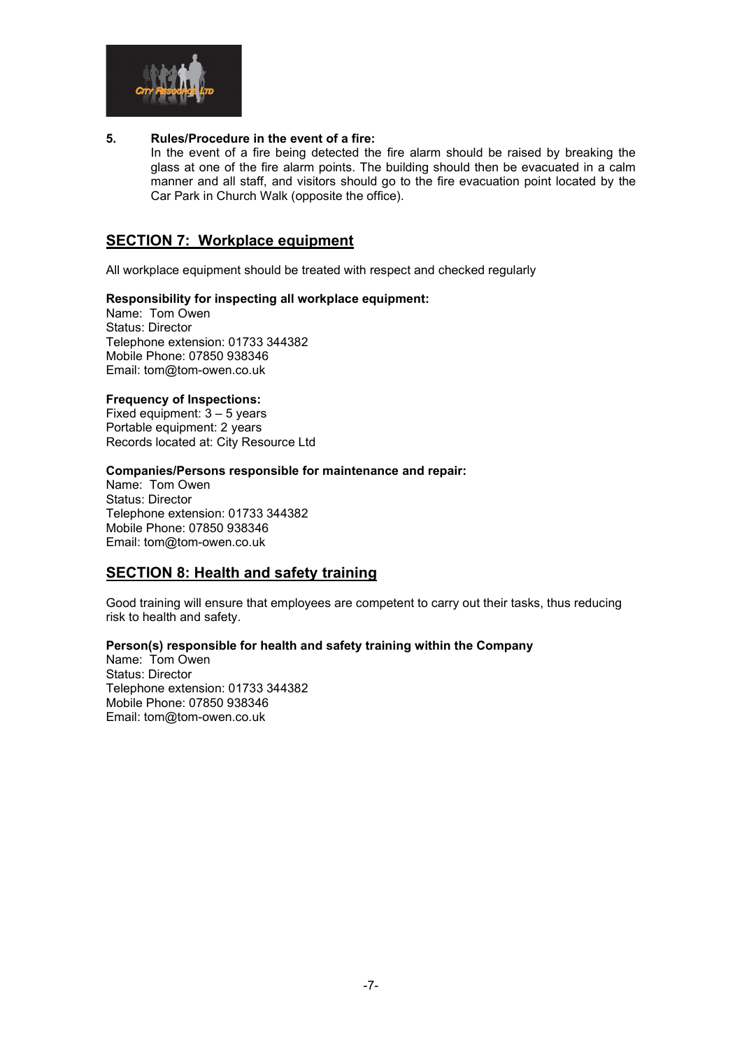**5. Rules/Procedure in the event of a fire:**

In the event of a fire being detected the fire alarm should be raised by breaking the glass at one of the fire alarm points. The building should then be evacuated in a calm manner and all staff, and visitors should go to the fire evacuation point located by the Car Park in Church Walk (opposite the office).

## SECTION 7: Workplace equipment

All workplace equipment should be treated with respect and checked regularly

**Responsibility for inspecting all workplace equipment:**

Name: Tom Owen
Status: Director
Telephone extension: 01733 344382
Mobile Phone: 07850 938346
Email: tom@tom-owen.co.uk

**Frequency of Inspections:**

Fixed equipment: 3 – 5 years
Portable equipment: 2 years
Records located at: City Resource Ltd

**Companies/Persons responsible for maintenance and repair:**

Name: Tom Owen
Status: Director
Telephone extension: 01733 344382
Mobile Phone: 07850 938346
Email: tom@tom-owen.co.uk

## SECTION 8: Health and safety training

Good training will ensure that employees are competent to carry out their tasks, thus reducing risk to health and safety.

**Person(s) responsible for health and safety training within the Company**

Name: Tom Owen
Status: Director
Telephone extension: 01733 344382
Mobile Phone: 07850 938346
Email: tom@tom-owen.co.uk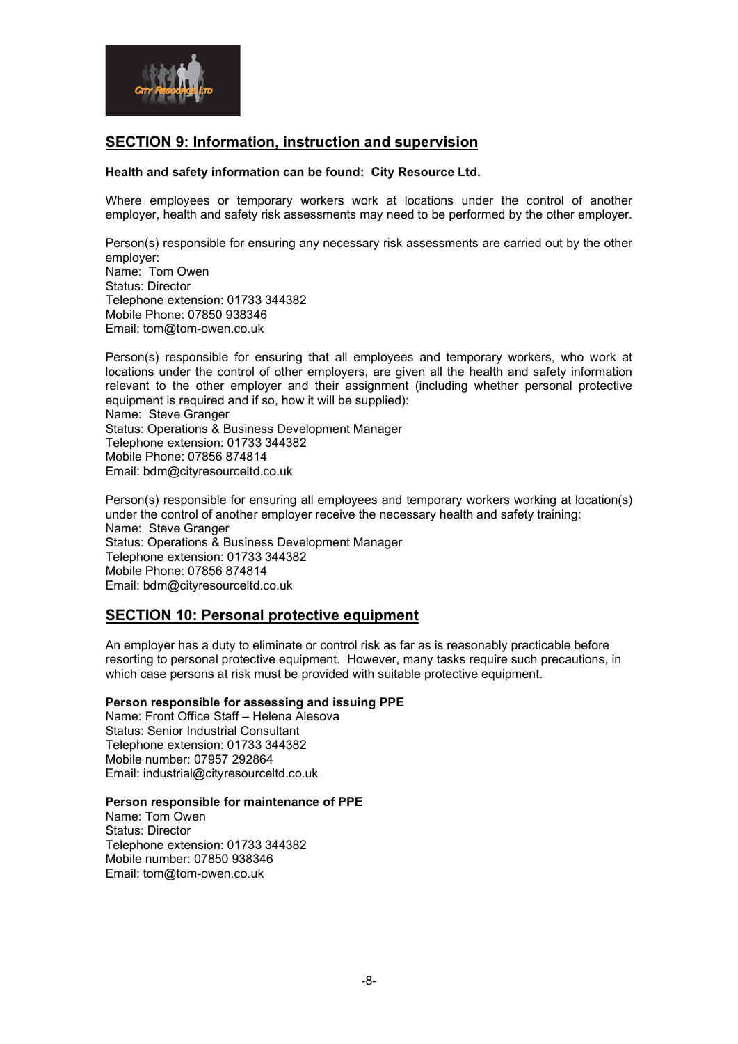## SECTION 9: Information, instruction and supervision

**Health and safety information can be found: City Resource Ltd.**

Where employees or temporary workers work at locations under the control of another employer, health and safety risk assessments may need to be performed by the other employer.

Person(s) responsible for ensuring any necessary risk assessments are carried out by the other employer:
Name: Tom Owen
Status: Director
Telephone extension: 01733 344382
Mobile Phone: 07850 938346
Email: tom@tom-owen.co.uk

Person(s) responsible for ensuring that all employees and temporary workers, who work at locations under the control of other employers, are given all the health and safety information relevant to the other employer and their assignment (including whether personal protective equipment is required and if so, how it will be supplied):
Name: Steve Granger
Status: Operations & Business Development Manager
Telephone extension: 01733 344382
Mobile Phone: 07856 874814
Email: bdm@cityresourceltd.co.uk

Person(s) responsible for ensuring all employees and temporary workers working at location(s) under the control of another employer receive the necessary health and safety training:
Name: Steve Granger
Status: Operations & Business Development Manager
Telephone extension: 01733 344382
Mobile Phone: 07856 874814
Email: bdm@cityresourceltd.co.uk

## SECTION 10: Personal protective equipment

An employer has a duty to eliminate or control risk as far as is reasonably practicable before resorting to personal protective equipment. However, many tasks require such precautions, in which case persons at risk must be provided with suitable protective equipment.

**Person responsible for assessing and issuing PPE**
Name: Front Office Staff – Helena Alesova
Status: Senior Industrial Consultant
Telephone extension: 01733 344382
Mobile number: 07957 292864
Email: industrial@cityresourceltd.co.uk

**Person responsible for maintenance of PPE**
Name: Tom Owen
Status: Director
Telephone extension: 01733 344382
Mobile number: 07850 938346
Email: tom@tom-owen.co.uk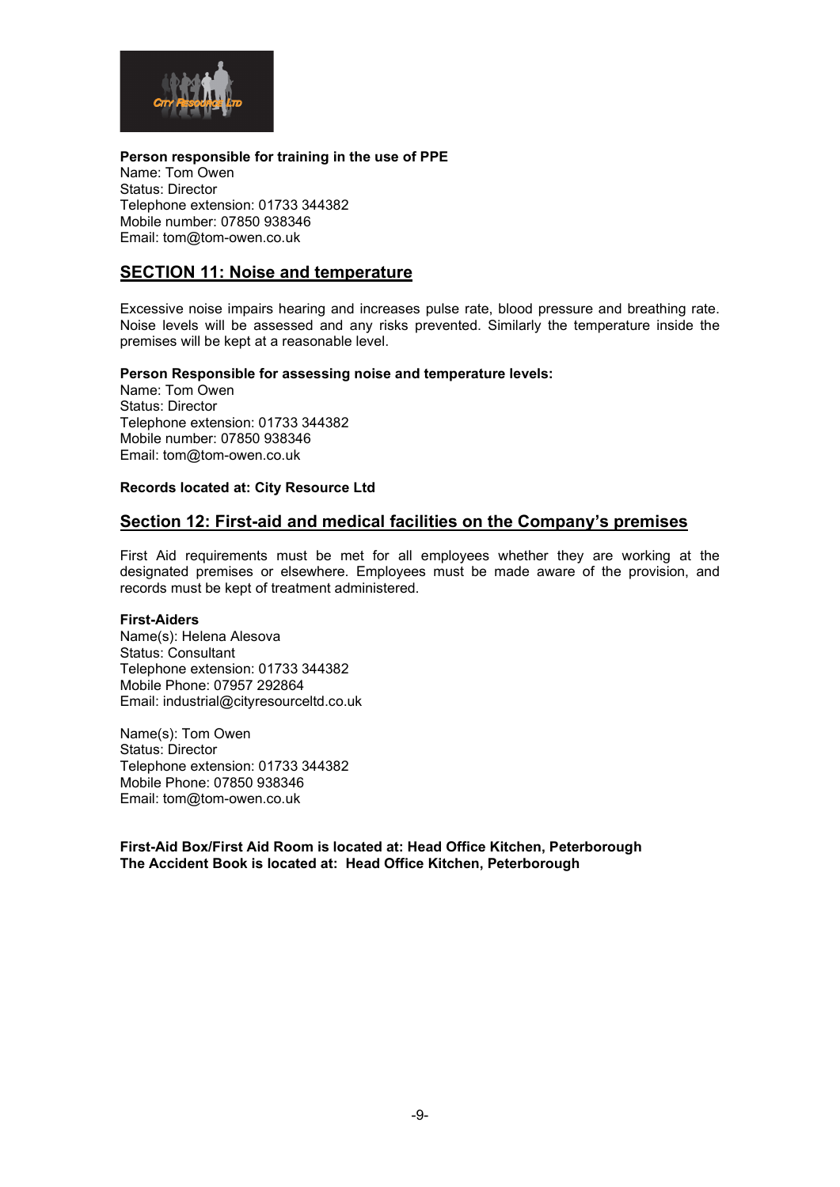**Person responsible for training in the use of PPE**
Name: Tom Owen
Status: Director
Telephone extension: 01733 344382
Mobile number: 07850 938346
Email: tom@tom-owen.co.uk

## SECTION 11: Noise and temperature

Excessive noise impairs hearing and increases pulse rate, blood pressure and breathing rate. Noise levels will be assessed and any risks prevented. Similarly the temperature inside the premises will be kept at a reasonable level.

**Person Responsible for assessing noise and temperature levels:**
Name: Tom Owen
Status: Director
Telephone extension: 01733 344382
Mobile number: 07850 938346
Email: tom@tom-owen.co.uk

**Records located at: City Resource Ltd**

## Section 12: First-aid and medical facilities on the Company's premises

First Aid requirements must be met for all employees whether they are working at the designated premises or elsewhere. Employees must be made aware of the provision, and records must be kept of treatment administered.

**First-Aiders**
Name(s): Helena Alesova
Status: Consultant
Telephone extension: 01733 344382
Mobile Phone: 07957 292864
Email: industrial@cityresourceltd.co.uk

Name(s): Tom Owen
Status: Director
Telephone extension: 01733 344382
Mobile Phone: 07850 938346
Email: tom@tom-owen.co.uk

**First-Aid Box/First Aid Room is located at: Head Office Kitchen, Peterborough**
**The Accident Book is located at: Head Office Kitchen, Peterborough**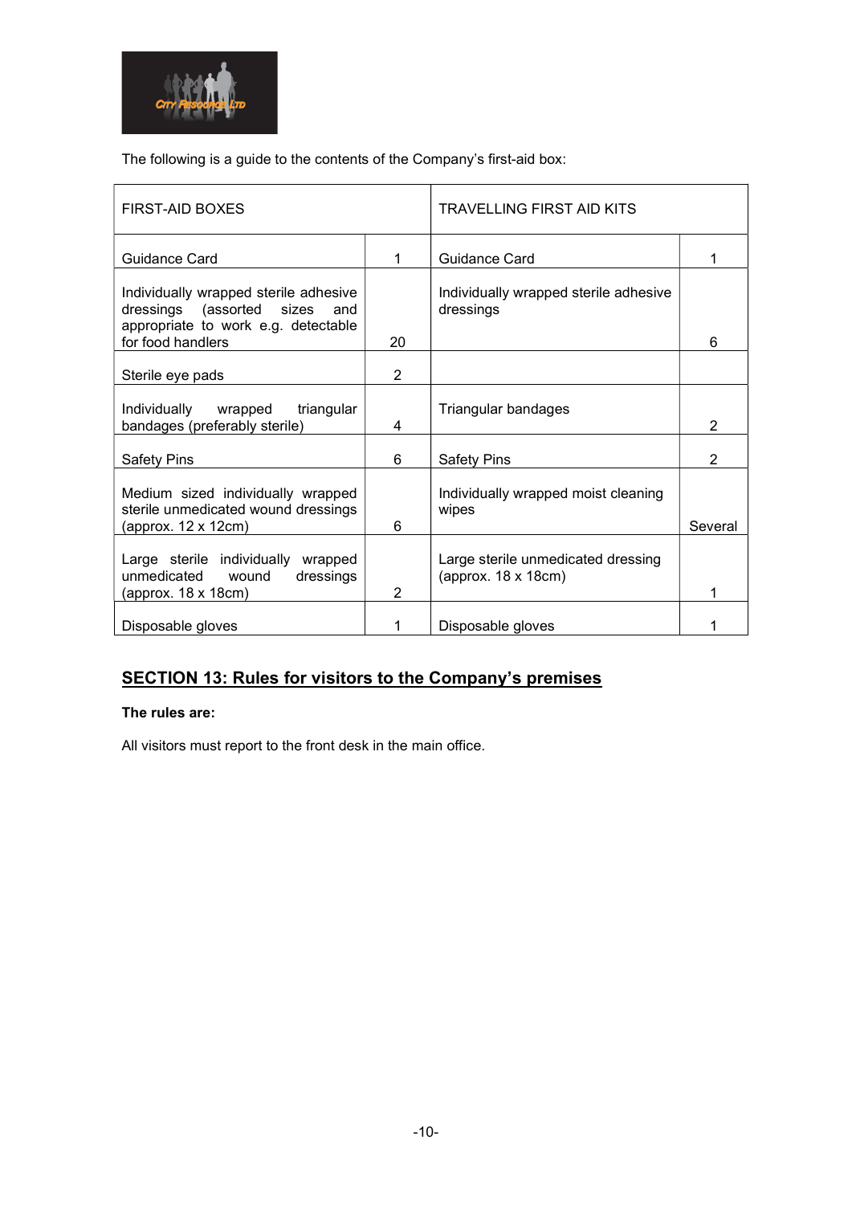The following is a guide to the contents of the Company's first-aid box:

| FIRST-AID BOXES | | TRAVELLING FIRST AID KITS | |
|---|---|---|---|
| Guidance Card | 1 | Guidance Card | 1 |
| Individually wrapped sterile adhesive dressings (assorted sizes and appropriate to work e.g. detectable for food handlers | 20 | Individually wrapped sterile adhesive dressings | 6 |
| Sterile eye pads | 2 | | |
| Individually wrapped triangular bandages (preferably sterile) | 4 | Triangular bandages | 2 |
| Safety Pins | 6 | Safety Pins | 2 |
| Medium sized individually wrapped sterile unmedicated wound dressings (approx. 12 x 12cm) | 6 | Individually wrapped moist cleaning wipes | Several |
| Large sterile individually wrapped unmedicated wound dressings (approx. 18 x 18cm) | 2 | Large sterile unmedicated dressing (approx. 18 x 18cm) | 1 |
| Disposable gloves | 1 | Disposable gloves | 1 |

## SECTION 13: Rules for visitors to the Company's premises

**The rules are:**

All visitors must report to the front desk in the main office.